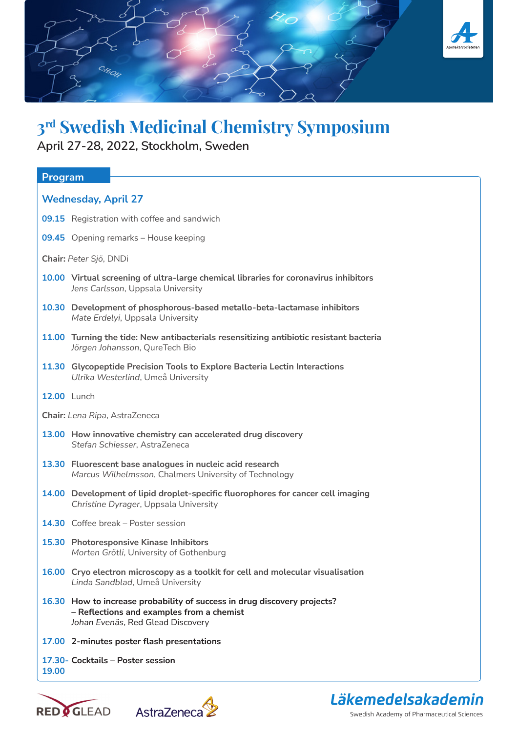# 3rd Swedish Medicinal Chemistry Symposium

April 27-28, 2022, Stockholm, Sweden

## Program

### Wednesday, April 27

**09.15** Registration with coffee and sandwich

**09.45** Opening remarks – House keeping

**Chair:** *Peter Sjö*, DNDi

**10.00** **Virtual screening of ultra-large chemical libraries for coronavirus inhibitors**
*Jens Carlsson*, Uppsala University

**10.30** **Development of phosphorous-based metallo-beta-lactamase inhibitors**
*Mate Erdelyi*, Uppsala University

**11.00** **Turning the tide: New antibacterials resensitizing antibiotic resistant bacteria**
*Jörgen Johansson*, QureTech Bio

**11.30** **Glycopeptide Precision Tools to Explore Bacteria Lectin Interactions**
*Ulrika Westerlind*, Umeå University

**12.00** Lunch

**Chair:** *Lena Ripa*, AstraZeneca

**13.00** **How innovative chemistry can accelerated drug discovery**
*Stefan Schiesser*, AstraZeneca

**13.30** **Fluorescent base analogues in nucleic acid research**
*Marcus Wilhelmsson*, Chalmers University of Technology

**14.00** **Development of lipid droplet-specific fluorophores for cancer cell imaging**
*Christine Dyrager*, Uppsala University

**14.30** Coffee break – Poster session

**15.30** **Photoresponsive Kinase Inhibitors**
*Morten Grötli*, University of Gothenburg

**16.00** **Cryo electron microscopy as a toolkit for cell and molecular visualisation**
*Linda Sandblad*, Umeå University

**16.30** **How to increase probability of success in drug discovery projects? – Reflections and examples from a chemist**
*Johan Evenäs*, Red Glead Discovery

**17.00** **2-minutes poster flash presentations**

**17.30-19.00** **Cocktails – Poster session**

Red Glead · AstraZeneca · Läkemedelsakademin – Swedish Academy of Pharmaceutical Sciences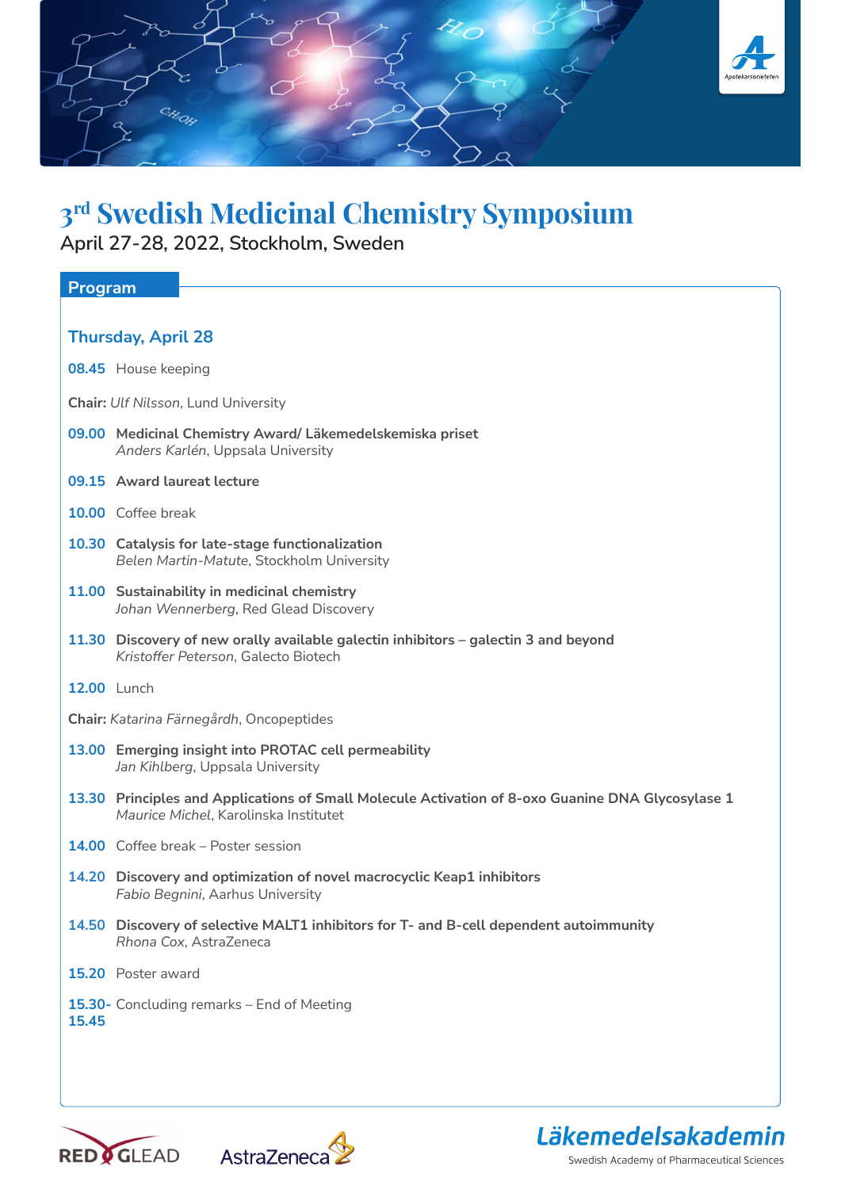# 3rd Swedish Medicinal Chemistry Symposium

April 27-28, 2022, Stockholm, Sweden

## Program

### Thursday, April 28

**08.45** House keeping

**Chair:** *Ulf Nilsson*, Lund University

**09.00** **Medicinal Chemistry Award/ Läkemedelskemiska priset**
*Anders Karlén*, Uppsala University

**09.15** **Award laureat lecture**

**10.00** Coffee break

**10.30** **Catalysis for late-stage functionalization**
*Belen Martin-Matute*, Stockholm University

**11.00** **Sustainability in medicinal chemistry**
*Johan Wennerberg*, Red Glead Discovery

**11.30** **Discovery of new orally available galectin inhibitors – galectin 3 and beyond**
*Kristoffer Peterson*, Galecto Biotech

**12.00** Lunch

**Chair:** *Katarina Färnegårdh*, Oncopeptides

**13.00** **Emerging insight into PROTAC cell permeability**
*Jan Kihlberg*, Uppsala University

**13.30** **Principles and Applications of Small Molecule Activation of 8-oxo Guanine DNA Glycosylase 1**
*Maurice Michel*, Karolinska Institutet

**14.00** Coffee break – Poster session

**14.20** **Discovery and optimization of novel macrocyclic Keap1 inhibitors**
*Fabio Begnini*, Aarhus University

**14.50** **Discovery of selective MALT1 inhibitors for T- and B-cell dependent autoimmunity**
*Rhona Cox*, AstraZeneca

**15.20** Poster award

**15.30-15.45** Concluding remarks – End of Meeting

RED GLEAD AstraZeneca Läkemedelsakademin Swedish Academy of Pharmaceutical Sciences